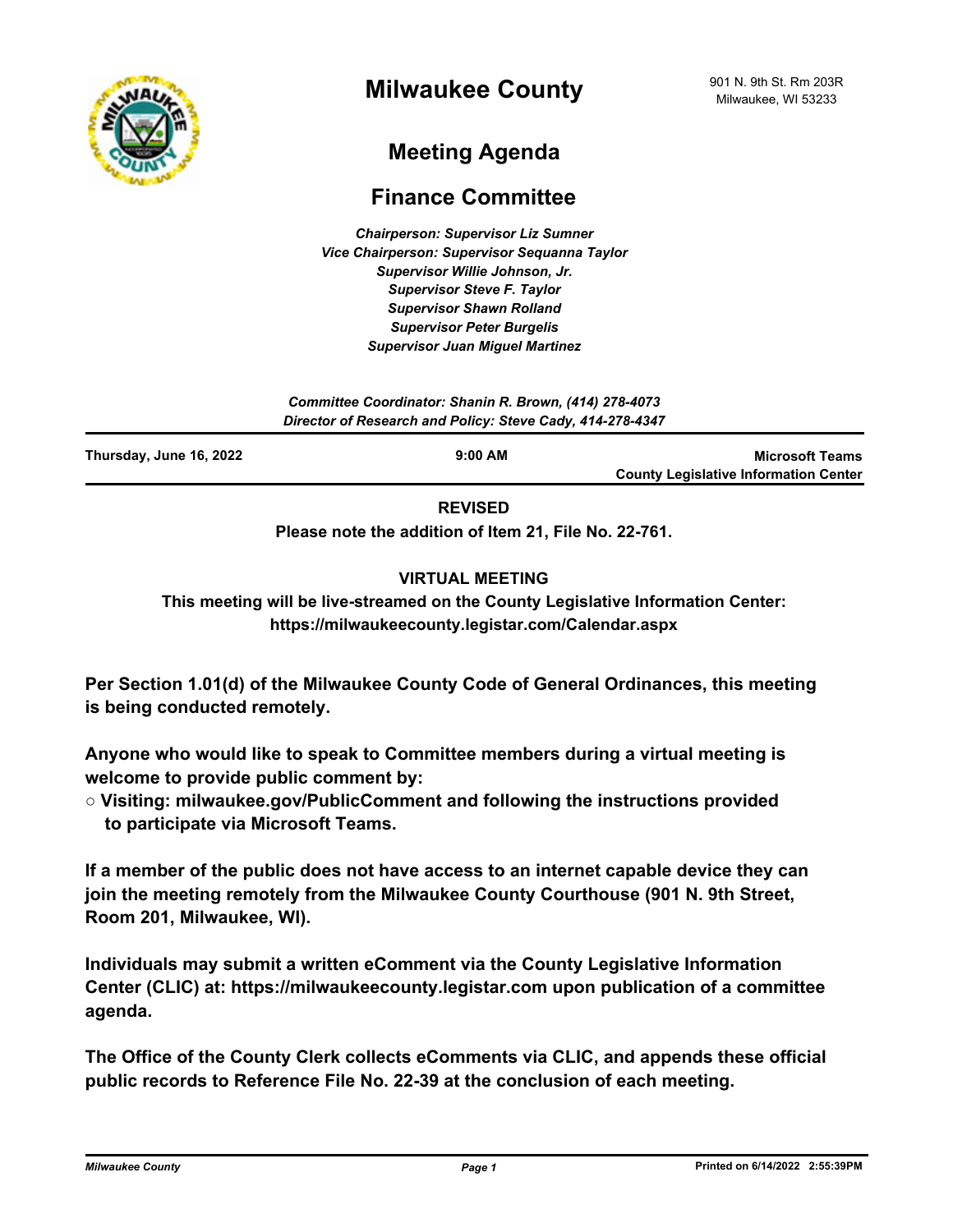# Milwaukee County

901 N. 9th St. Rm 203R
Milwaukee, WI 53233

## Meeting Agenda

## Finance Committee

***Chairperson: Supervisor Liz Sumner***
***Vice Chairperson: Supervisor Sequanna Taylor***
***Supervisor Willie Johnson, Jr.***
***Supervisor Steve F. Taylor***
***Supervisor Shawn Rolland***
***Supervisor Peter Burgelis***
***Supervisor Juan Miguel Martinez***

***Committee Coordinator: Shanin R. Brown, (414) 278-4073***
***Director of Research and Policy: Steve Cady, 414-278-4347***

| Thursday, June 16, 2022 | 9:00 AM | Microsoft Teams<br>County Legislative Information Center |
|---|---|---|

**REVISED**

**Please note the addition of Item 21, File No. 22-761.**

**VIRTUAL MEETING**

**This meeting will be live-streamed on the County Legislative Information Center: https://milwaukeecounty.legistar.com/Calendar.aspx**

**Per Section 1.01(d) of the Milwaukee County Code of General Ordinances, this meeting is being conducted remotely.**

**Anyone who would like to speak to Committee members during a virtual meeting is welcome to provide public comment by:**

- **Visiting: milwaukee.gov/PublicComment and following the instructions provided to participate via Microsoft Teams.**

**If a member of the public does not have access to an internet capable device they can join the meeting remotely from the Milwaukee County Courthouse (901 N. 9th Street, Room 201, Milwaukee, WI).**

**Individuals may submit a written eComment via the County Legislative Information Center (CLIC) at: https://milwaukeecounty.legistar.com upon publication of a committee agenda.**

**The Office of the County Clerk collects eComments via CLIC, and appends these official public records to Reference File No. 22-39 at the conclusion of each meeting.**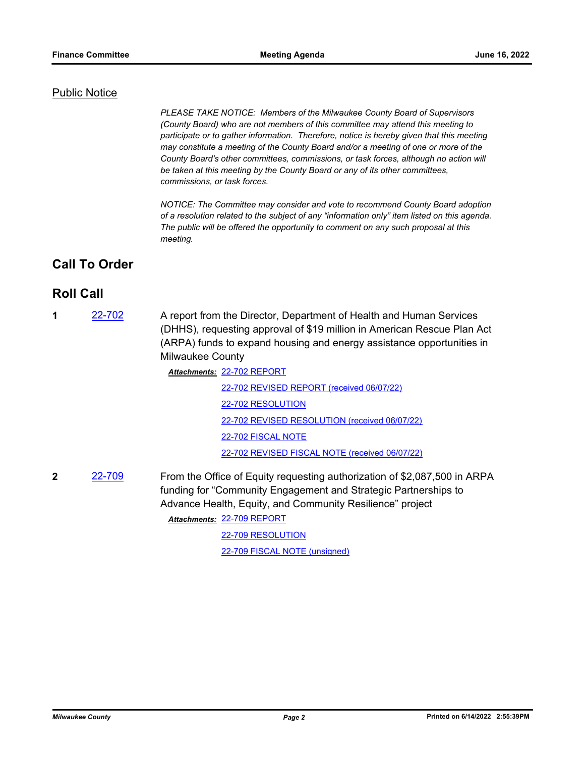## Public Notice

*PLEASE TAKE NOTICE: Members of the Milwaukee County Board of Supervisors (County Board) who are not members of this committee may attend this meeting to participate or to gather information. Therefore, notice is hereby given that this meeting may constitute a meeting of the County Board and/or a meeting of one or more of the County Board's other committees, commissions, or task forces, although no action will be taken at this meeting by the County Board or any of its other committees, commissions, or task forces.*

*NOTICE: The Committee may consider and vote to recommend County Board adoption of a resolution related to the subject of any "information only" item listed on this agenda. The public will be offered the opportunity to comment on any such proposal at this meeting.*

## Call To Order

## Roll Call

**1** 22-702 — A report from the Director, Department of Health and Human Services (DHHS), requesting approval of $19 million in American Rescue Plan Act (ARPA) funds to expand housing and energy assistance opportunities in Milwaukee County

***Attachments:*** 22-702 REPORT
22-702 REVISED REPORT (received 06/07/22)
22-702 RESOLUTION
22-702 REVISED RESOLUTION (received 06/07/22)
22-702 FISCAL NOTE
22-702 REVISED FISCAL NOTE (received 06/07/22)

**2** 22-709 — From the Office of Equity requesting authorization of $2,087,500 in ARPA funding for "Community Engagement and Strategic Partnerships to Advance Health, Equity, and Community Resilience" project

***Attachments:*** 22-709 REPORT
22-709 RESOLUTION
22-709 FISCAL NOTE (unsigned)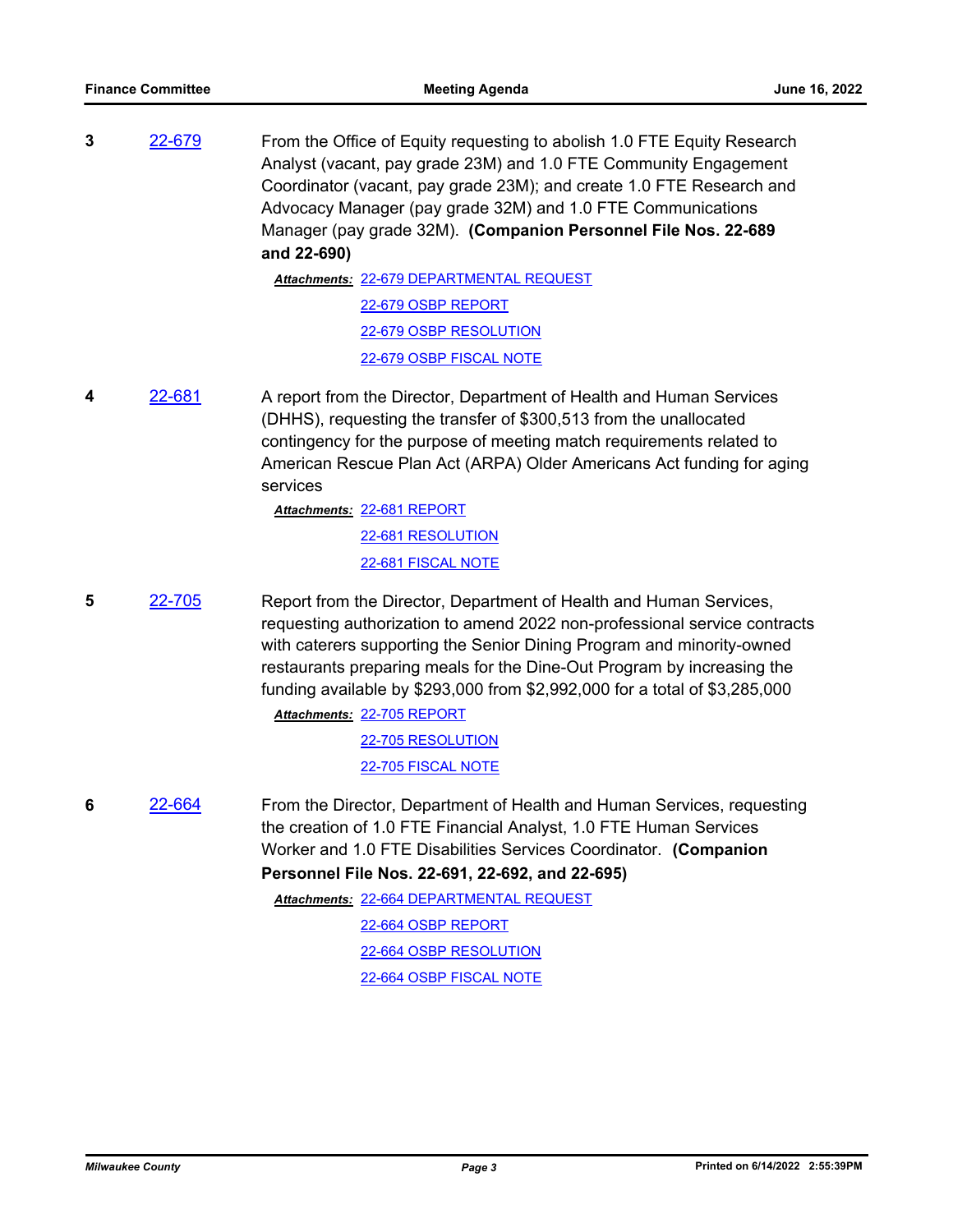**3** 22-679

From the Office of Equity requesting to abolish 1.0 FTE Equity Research Analyst (vacant, pay grade 23M) and 1.0 FTE Community Engagement Coordinator (vacant, pay grade 23M); and create 1.0 FTE Research and Advocacy Manager (pay grade 32M) and 1.0 FTE Communications Manager (pay grade 32M). **(Companion Personnel File Nos. 22-689 and 22-690)**

***Attachments:*** 22-679 DEPARTMENTAL REQUEST
22-679 OSBP REPORT
22-679 OSBP RESOLUTION
22-679 OSBP FISCAL NOTE

**4** 22-681

A report from the Director, Department of Health and Human Services (DHHS), requesting the transfer of $300,513 from the unallocated contingency for the purpose of meeting match requirements related to American Rescue Plan Act (ARPA) Older Americans Act funding for aging services

***Attachments:*** 22-681 REPORT
22-681 RESOLUTION
22-681 FISCAL NOTE

**5** 22-705

Report from the Director, Department of Health and Human Services, requesting authorization to amend 2022 non-professional service contracts with caterers supporting the Senior Dining Program and minority-owned restaurants preparing meals for the Dine-Out Program by increasing the funding available by $293,000 from $2,992,000 for a total of $3,285,000

***Attachments:*** 22-705 REPORT
22-705 RESOLUTION
22-705 FISCAL NOTE

**6** 22-664

From the Director, Department of Health and Human Services, requesting the creation of 1.0 FTE Financial Analyst, 1.0 FTE Human Services Worker and 1.0 FTE Disabilities Services Coordinator. **(Companion Personnel File Nos. 22-691, 22-692, and 22-695)**

***Attachments:*** 22-664 DEPARTMENTAL REQUEST
22-664 OSBP REPORT
22-664 OSBP RESOLUTION
22-664 OSBP FISCAL NOTE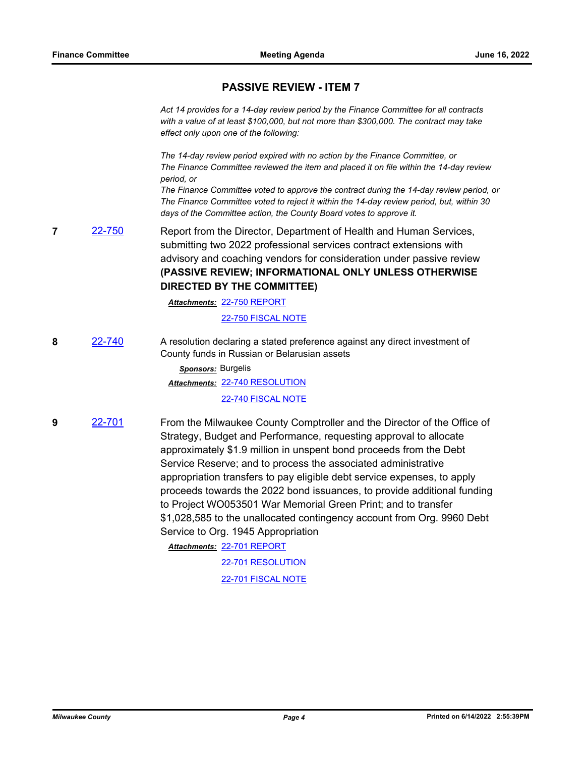## PASSIVE REVIEW - ITEM 7

*Act 14 provides for a 14-day review period by the Finance Committee for all contracts with a value of at least $100,000, but not more than $300,000. The contract may take effect only upon one of the following:*

*The 14-day review period expired with no action by the Finance Committee, or*
*The Finance Committee reviewed the item and placed it on file within the 14-day review period, or*
*The Finance Committee voted to approve the contract during the 14-day review period, or*
*The Finance Committee voted to reject it within the 14-day review period, but, within 30 days of the Committee action, the County Board votes to approve it.*

**7** 22-750 Report from the Director, Department of Health and Human Services, submitting two 2022 professional services contract extensions with advisory and coaching vendors for consideration under passive review **(PASSIVE REVIEW; INFORMATIONAL ONLY UNLESS OTHERWISE DIRECTED BY THE COMMITTEE)**

***Attachments:*** 22-750 REPORT
22-750 FISCAL NOTE

**8** 22-740 A resolution declaring a stated preference against any direct investment of County funds in Russian or Belarusian assets

***Sponsors:*** Burgelis
***Attachments:*** 22-740 RESOLUTION
22-740 FISCAL NOTE

**9** 22-701 From the Milwaukee County Comptroller and the Director of the Office of Strategy, Budget and Performance, requesting approval to allocate approximately $1.9 million in unspent bond proceeds from the Debt Service Reserve; and to process the associated administrative appropriation transfers to pay eligible debt service expenses, to apply proceeds towards the 2022 bond issuances, to provide additional funding to Project WO053501 War Memorial Green Print; and to transfer $1,028,585 to the unallocated contingency account from Org. 9960 Debt Service to Org. 1945 Appropriation

***Attachments:*** 22-701 REPORT
22-701 RESOLUTION
22-701 FISCAL NOTE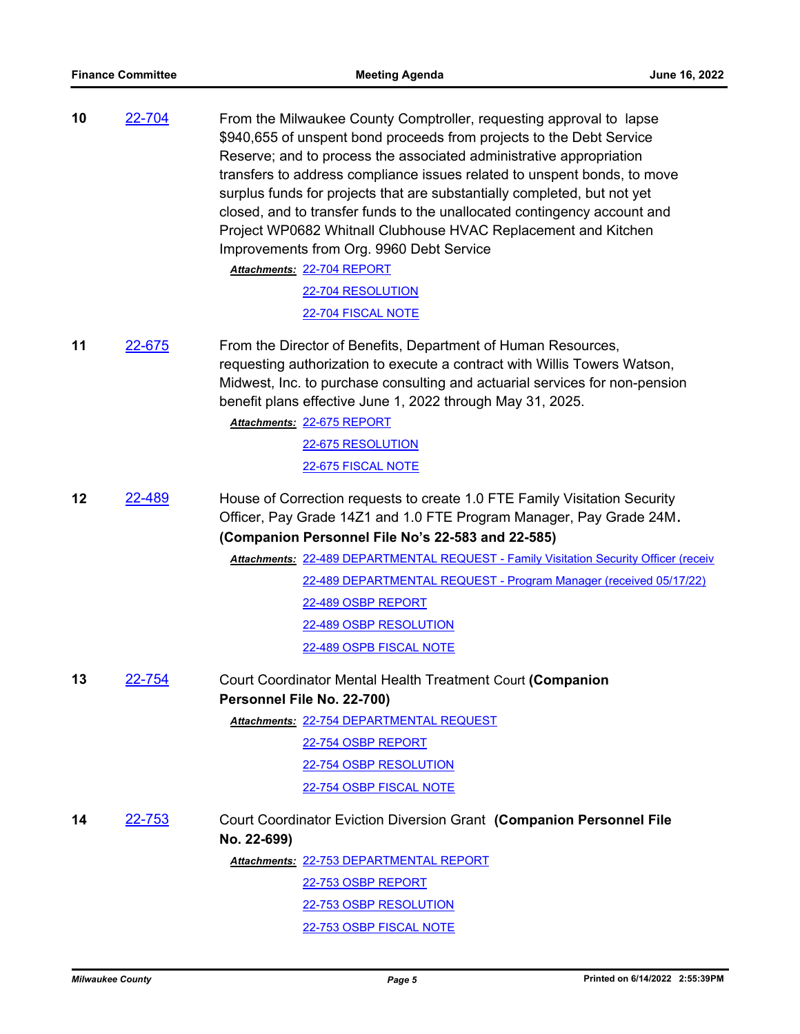**10** 22-704

From the Milwaukee County Comptroller, requesting approval to lapse $940,655 of unspent bond proceeds from projects to the Debt Service Reserve; and to process the associated administrative appropriation transfers to address compliance issues related to unspent bonds, to move surplus funds for projects that are substantially completed, but not yet closed, and to transfer funds to the unallocated contingency account and Project WP0682 Whitnall Clubhouse HVAC Replacement and Kitchen Improvements from Org. 9960 Debt Service

***Attachments:*** 22-704 REPORT
22-704 RESOLUTION
22-704 FISCAL NOTE

**11** 22-675

From the Director of Benefits, Department of Human Resources, requesting authorization to execute a contract with Willis Towers Watson, Midwest, Inc. to purchase consulting and actuarial services for non-pension benefit plans effective June 1, 2022 through May 31, 2025.

***Attachments:*** 22-675 REPORT
22-675 RESOLUTION
22-675 FISCAL NOTE

**12** 22-489

House of Correction requests to create 1.0 FTE Family Visitation Security Officer, Pay Grade 14Z1 and 1.0 FTE Program Manager, Pay Grade 24M. **(Companion Personnel File No's 22-583 and 22-585)**

***Attachments:*** 22-489 DEPARTMENTAL REQUEST - Family Visitation Security Officer (receiv
22-489 DEPARTMENTAL REQUEST - Program Manager (received 05/17/22)
22-489 OSBP REPORT
22-489 OSBP RESOLUTION
22-489 OSPB FISCAL NOTE

**13** 22-754

Court Coordinator Mental Health Treatment Court **(Companion Personnel File No. 22-700)**

***Attachments:*** 22-754 DEPARTMENTAL REQUEST
22-754 OSBP REPORT
22-754 OSBP RESOLUTION
22-754 OSBP FISCAL NOTE

**14** 22-753

Court Coordinator Eviction Diversion Grant **(Companion Personnel File No. 22-699)**

***Attachments:*** 22-753 DEPARTMENTAL REPORT
22-753 OSBP REPORT
22-753 OSBP RESOLUTION
22-753 OSBP FISCAL NOTE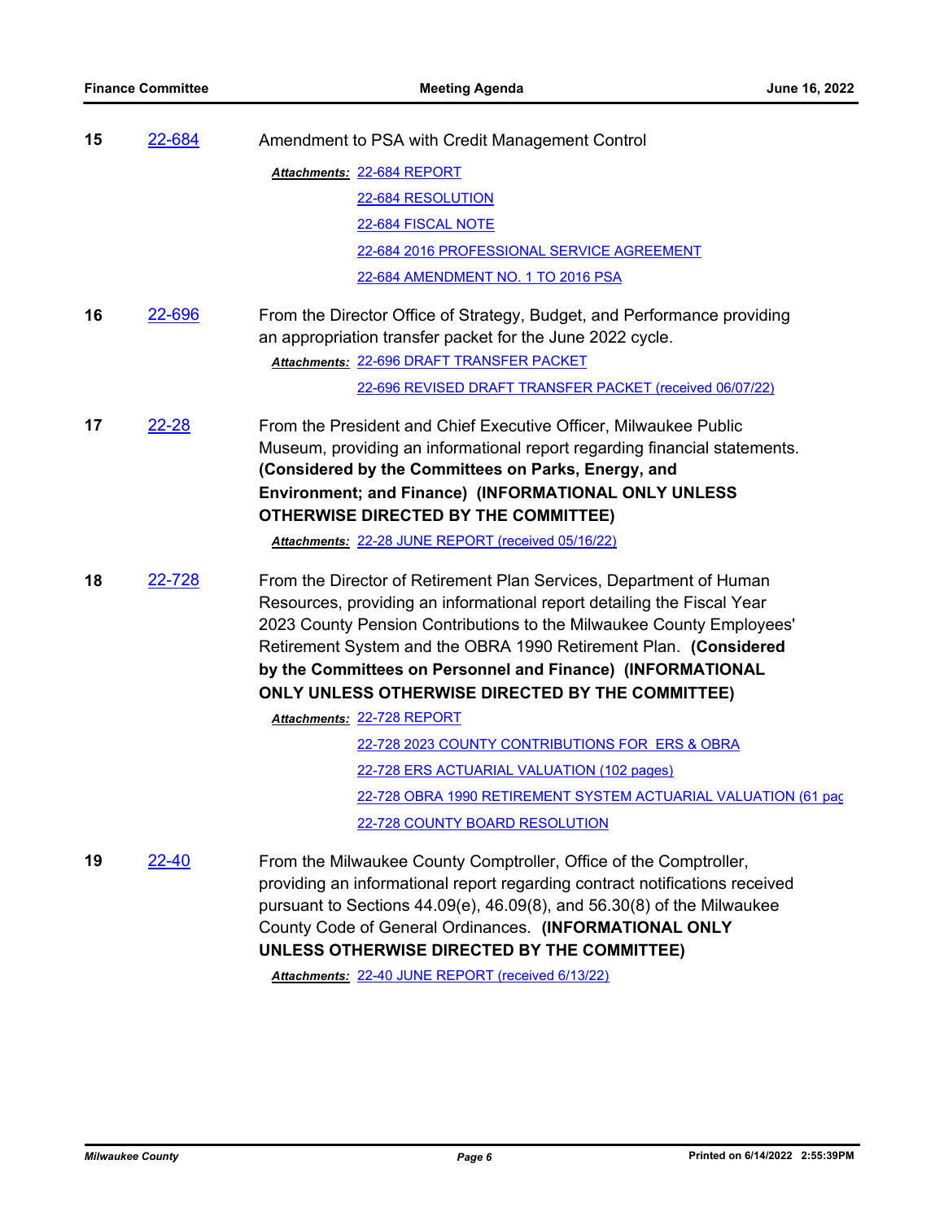**15** 22-684 Amendment to PSA with Credit Management Control

*Attachments:* 22-684 REPORT
22-684 RESOLUTION
22-684 FISCAL NOTE
22-684 2016 PROFESSIONAL SERVICE AGREEMENT
22-684 AMENDMENT NO. 1 TO 2016 PSA

**16** 22-696 From the Director Office of Strategy, Budget, and Performance providing an appropriation transfer packet for the June 2022 cycle.

*Attachments:* 22-696 DRAFT TRANSFER PACKET
22-696 REVISED DRAFT TRANSFER PACKET (received 06/07/22)

**17** 22-28 From the President and Chief Executive Officer, Milwaukee Public Museum, providing an informational report regarding financial statements. **(Considered by the Committees on Parks, Energy, and Environment; and Finance) (INFORMATIONAL ONLY UNLESS OTHERWISE DIRECTED BY THE COMMITTEE)**

*Attachments:* 22-28 JUNE REPORT (received 05/16/22)

**18** 22-728 From the Director of Retirement Plan Services, Department of Human Resources, providing an informational report detailing the Fiscal Year 2023 County Pension Contributions to the Milwaukee County Employees' Retirement System and the OBRA 1990 Retirement Plan. **(Considered by the Committees on Personnel and Finance) (INFORMATIONAL ONLY UNLESS OTHERWISE DIRECTED BY THE COMMITTEE)**

*Attachments:* 22-728 REPORT
22-728 2023 COUNTY CONTRIBUTIONS FOR ERS & OBRA
22-728 ERS ACTUARIAL VALUATION (102 pages)
22-728 OBRA 1990 RETIREMENT SYSTEM ACTUARIAL VALUATION (61 pag
22-728 COUNTY BOARD RESOLUTION

**19** 22-40 From the Milwaukee County Comptroller, Office of the Comptroller, providing an informational report regarding contract notifications received pursuant to Sections 44.09(e), 46.09(8), and 56.30(8) of the Milwaukee County Code of General Ordinances. **(INFORMATIONAL ONLY UNLESS OTHERWISE DIRECTED BY THE COMMITTEE)**

*Attachments:* 22-40 JUNE REPORT (received 6/13/22)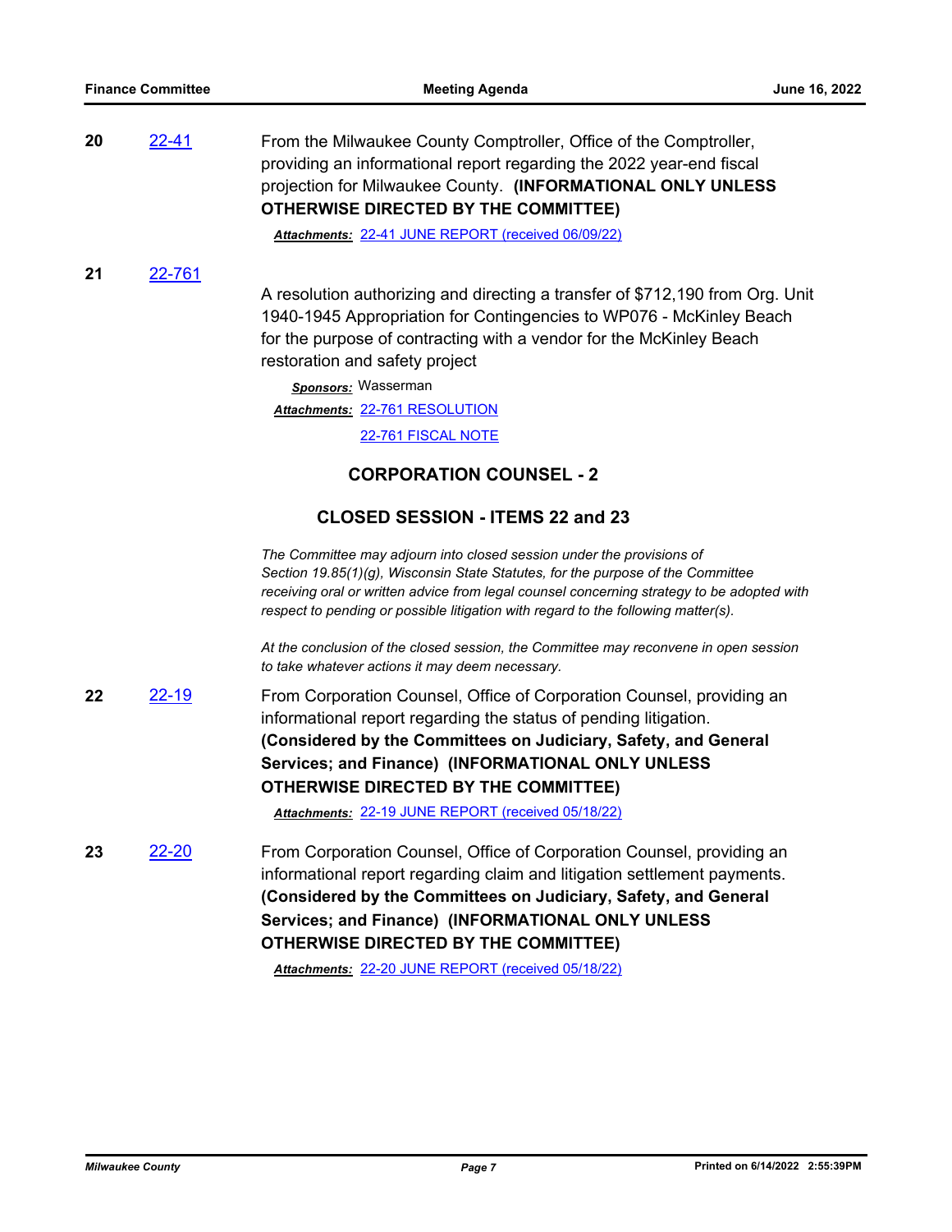**20** 22-41

From the Milwaukee County Comptroller, Office of the Comptroller, providing an informational report regarding the 2022 year-end fiscal projection for Milwaukee County. **(INFORMATIONAL ONLY UNLESS OTHERWISE DIRECTED BY THE COMMITTEE)**

***Attachments:*** 22-41 JUNE REPORT (received 06/09/22)

**21** 22-761

A resolution authorizing and directing a transfer of $712,190 from Org. Unit 1940-1945 Appropriation for Contingencies to WP076 - McKinley Beach for the purpose of contracting with a vendor for the McKinley Beach restoration and safety project

***Sponsors:*** Wasserman

***Attachments:*** 22-761 RESOLUTION

22-761 FISCAL NOTE

## CORPORATION COUNSEL - 2

## CLOSED SESSION - ITEMS 22 and 23

*The Committee may adjourn into closed session under the provisions of Section 19.85(1)(g), Wisconsin State Statutes, for the purpose of the Committee receiving oral or written advice from legal counsel concerning strategy to be adopted with respect to pending or possible litigation with regard to the following matter(s).*

*At the conclusion of the closed session, the Committee may reconvene in open session to take whatever actions it may deem necessary.*

**22** 22-19

From Corporation Counsel, Office of Corporation Counsel, providing an informational report regarding the status of pending litigation. **(Considered by the Committees on Judiciary, Safety, and General Services; and Finance) (INFORMATIONAL ONLY UNLESS OTHERWISE DIRECTED BY THE COMMITTEE)**

***Attachments:*** 22-19 JUNE REPORT (received 05/18/22)

**23** 22-20

From Corporation Counsel, Office of Corporation Counsel, providing an informational report regarding claim and litigation settlement payments. **(Considered by the Committees on Judiciary, Safety, and General Services; and Finance) (INFORMATIONAL ONLY UNLESS OTHERWISE DIRECTED BY THE COMMITTEE)**

***Attachments:*** 22-20 JUNE REPORT (received 05/18/22)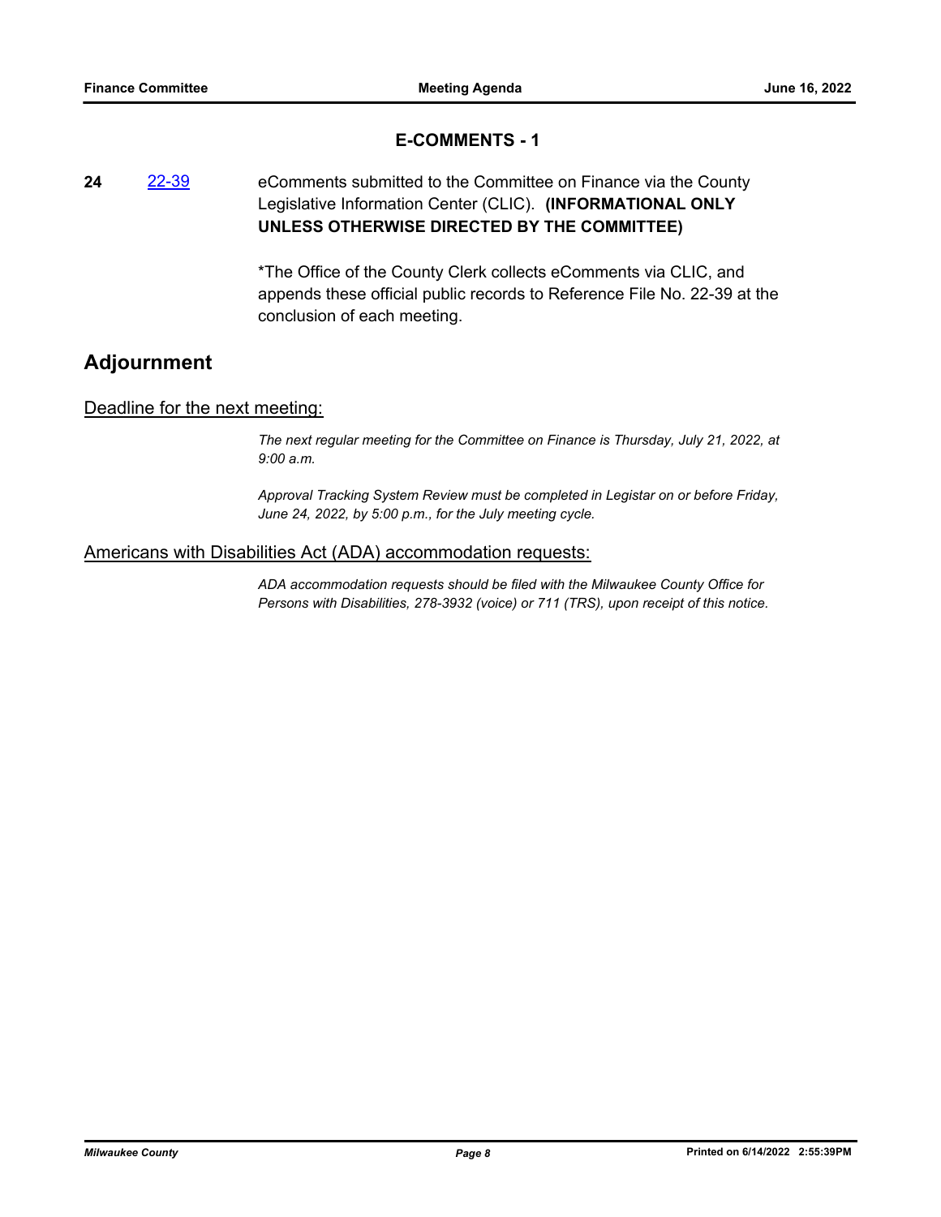## E-COMMENTS - 1

**24** 22-39 eComments submitted to the Committee on Finance via the County Legislative Information Center (CLIC). **(INFORMATIONAL ONLY UNLESS OTHERWISE DIRECTED BY THE COMMITTEE)**

*The Office of the County Clerk collects eComments via CLIC, and appends these official public records to Reference File No. 22-39 at the conclusion of each meeting.

# Adjournment

Deadline for the next meeting:

*The next regular meeting for the Committee on Finance is Thursday, July 21, 2022, at 9:00 a.m.*

*Approval Tracking System Review must be completed in Legistar on or before Friday, June 24, 2022, by 5:00 p.m., for the July meeting cycle.*

Americans with Disabilities Act (ADA) accommodation requests:

*ADA accommodation requests should be filed with the Milwaukee County Office for Persons with Disabilities, 278-3932 (voice) or 711 (TRS), upon receipt of this notice.*